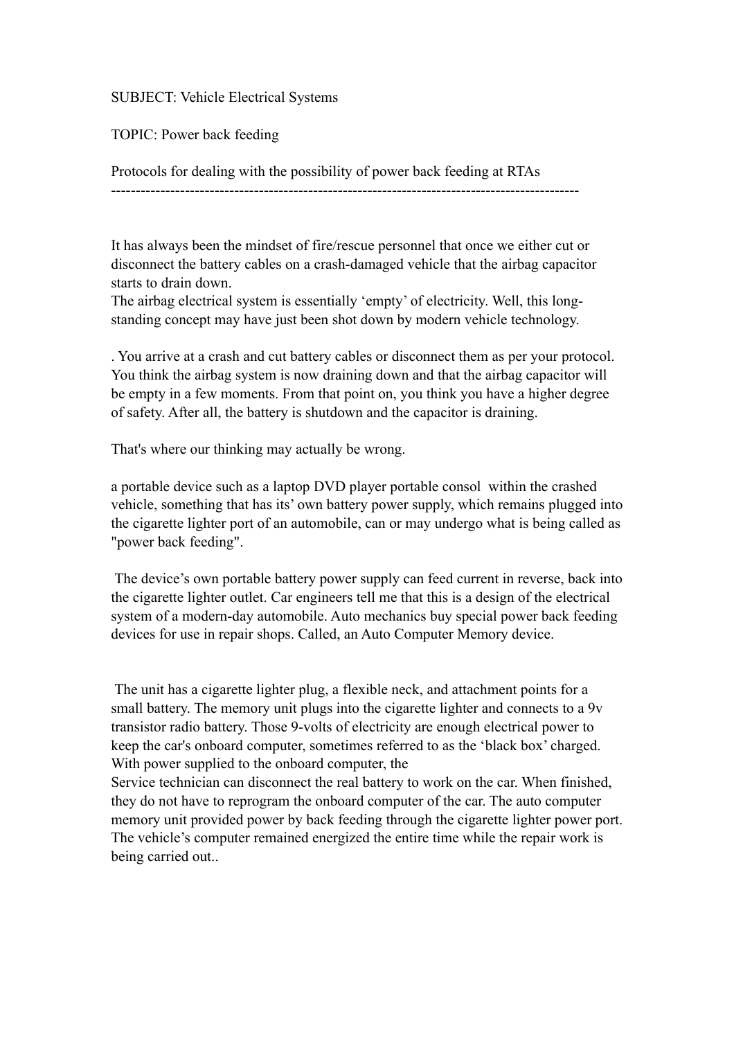SUBJECT: Vehicle Electrical Systems

TOPIC: Power back feeding

Protocols for dealing with the possibility of power back feeding at RTAs

---

It has always been the mindset of fire/rescue personnel that once we either cut or disconnect the battery cables on a crash-damaged vehicle that the airbag capacitor starts to drain down.
The airbag electrical system is essentially 'empty' of electricity. Well, this long-standing concept may have just been shot down by modern vehicle technology.

. You arrive at a crash and cut battery cables or disconnect them as per your protocol. You think the airbag system is now draining down and that the airbag capacitor will be empty in a few moments. From that point on, you think you have a higher degree of safety. After all, the battery is shutdown and the capacitor is draining.

That's where our thinking may actually be wrong.

a portable device such as a laptop DVD player portable consol  within the crashed vehicle, something that has its' own battery power supply, which remains plugged into the cigarette lighter port of an automobile, can or may undergo what is being called as "power back feeding".

The device's own portable battery power supply can feed current in reverse, back into the cigarette lighter outlet. Car engineers tell me that this is a design of the electrical system of a modern-day automobile. Auto mechanics buy special power back feeding devices for use in repair shops. Called, an Auto Computer Memory device.

The unit has a cigarette lighter plug, a flexible neck, and attachment points for a small battery. The memory unit plugs into the cigarette lighter and connects to a 9v transistor radio battery. Those 9-volts of electricity are enough electrical power to keep the car's onboard computer, sometimes referred to as the 'black box' charged. With power supplied to the onboard computer, the
Service technician can disconnect the real battery to work on the car. When finished, they do not have to reprogram the onboard computer of the car. The auto computer memory unit provided power by back feeding through the cigarette lighter power port. The vehicle's computer remained energized the entire time while the repair work is being carried out..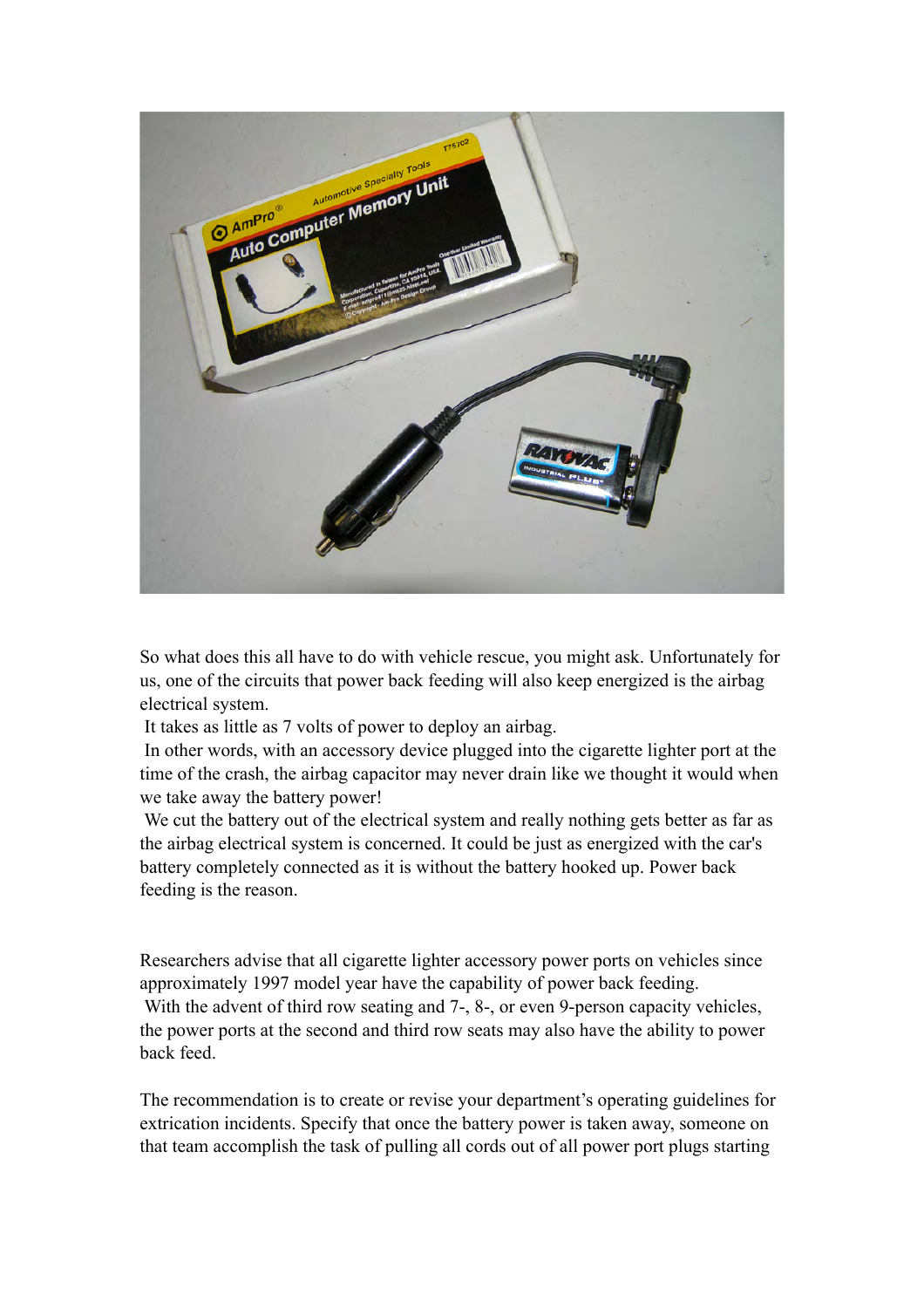So what does this all have to do with vehicle rescue, you might ask. Unfortunately for us, one of the circuits that power back feeding will also keep energized is the airbag electrical system.

It takes as little as 7 volts of power to deploy an airbag.

In other words, with an accessory device plugged into the cigarette lighter port at the time of the crash, the airbag capacitor may never drain like we thought it would when we take away the battery power!

We cut the battery out of the electrical system and really nothing gets better as far as the airbag electrical system is concerned. It could be just as energized with the car's battery completely connected as it is without the battery hooked up. Power back feeding is the reason.

Researchers advise that all cigarette lighter accessory power ports on vehicles since approximately 1997 model year have the capability of power back feeding.

With the advent of third row seating and 7-, 8-, or even 9-person capacity vehicles, the power ports at the second and third row seats may also have the ability to power back feed.

The recommendation is to create or revise your department's operating guidelines for extrication incidents. Specify that once the battery power is taken away, someone on that team accomplish the task of pulling all cords out of all power port plugs starting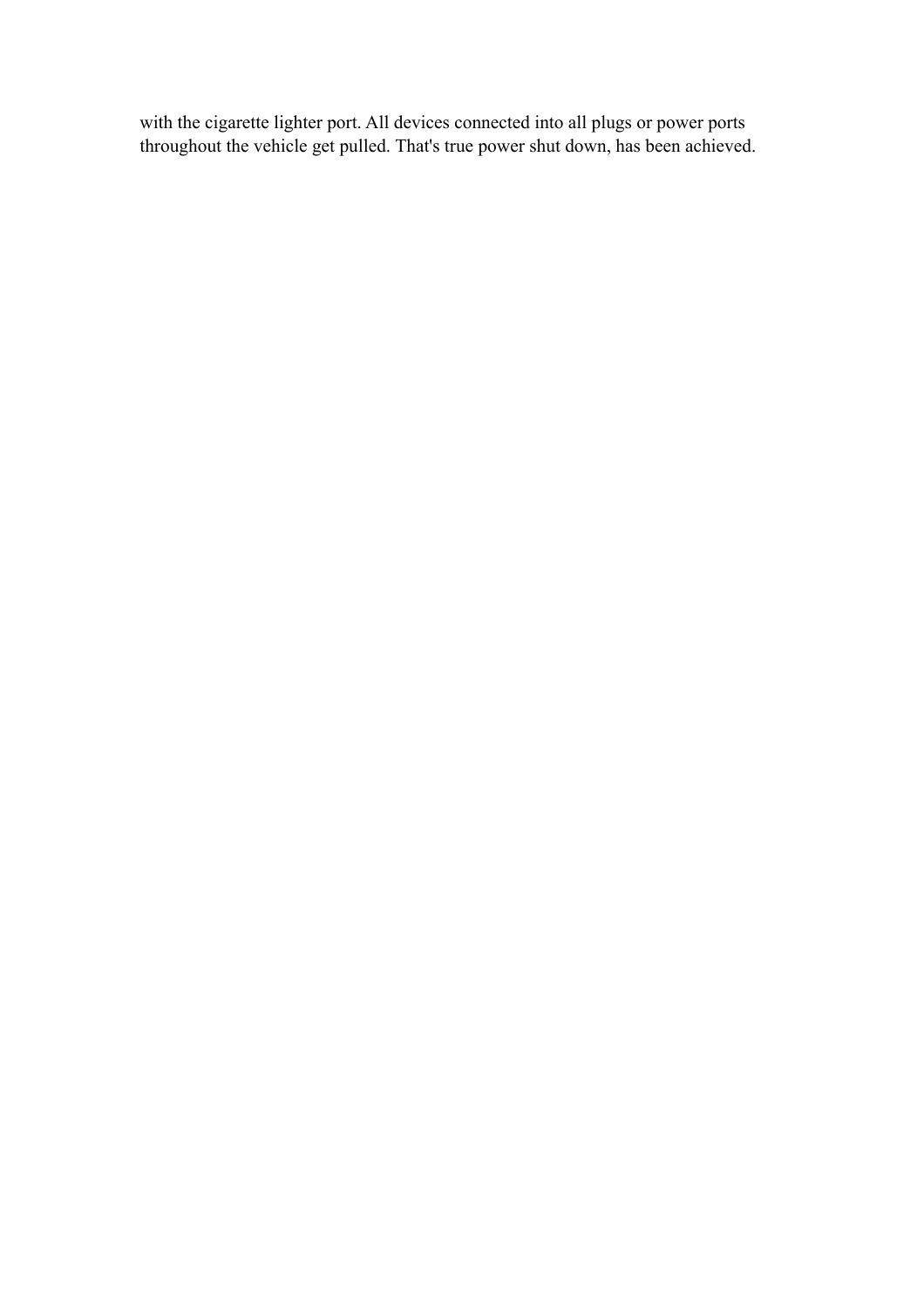with the cigarette lighter port. All devices connected into all plugs or power ports throughout the vehicle get pulled. That's true power shut down, has been achieved.